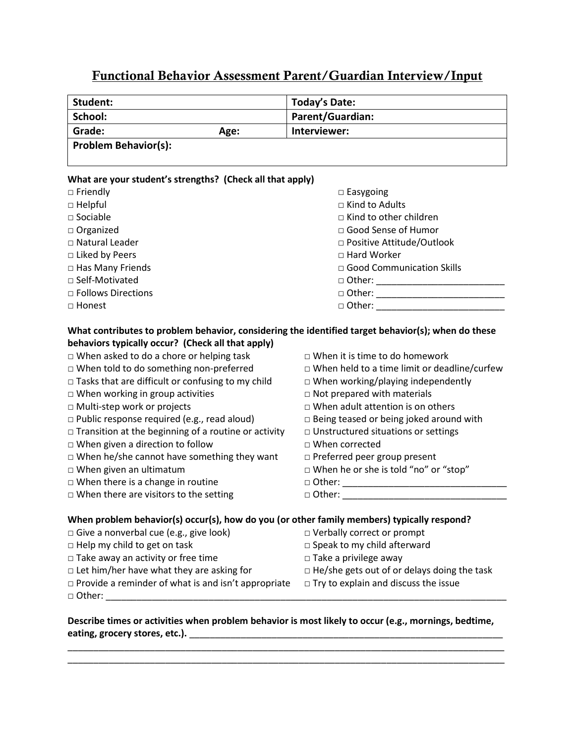# Functional Behavior Assessment Parent/Guardian Interview/Input

| Student: | | Today's Date: |
|---|---|---|
| School: | | Parent/Guardian: |
| Grade: | Age: | Interviewer: |
| Problem Behavior(s): | | |

**What are your student's strengths? (Check all that apply)**

□ Friendly
□ Helpful
□ Sociable
□ Organized
□ Natural Leader
□ Liked by Peers
□ Has Many Friends
□ Self-Motivated
□ Follows Directions
□ Honest
□ Easygoing
□ Kind to Adults
□ Kind to other children
□ Good Sense of Humor
□ Positive Attitude/Outlook
□ Hard Worker
□ Good Communication Skills
□ Other: ________________________
□ Other: ________________________
□ Other: ________________________

**What contributes to problem behavior, considering the identified target behavior(s); when do these behaviors typically occur? (Check all that apply)**

□ When asked to do a chore or helping task
□ When told to do something non-preferred
□ Tasks that are difficult or confusing to my child
□ When working in group activities
□ Multi-step work or projects
□ Public response required (e.g., read aloud)
□ Transition at the beginning of a routine or activity
□ When given a direction to follow
□ When he/she cannot have something they want
□ When given an ultimatum
□ When there is a change in routine
□ When there are visitors to the setting
□ When it is time to do homework
□ When held to a time limit or deadline/curfew
□ When working/playing independently
□ Not prepared with materials
□ When adult attention is on others
□ Being teased or being joked around with
□ Unstructured situations or settings
□ When corrected
□ Preferred peer group present
□ When he or she is told "no" or "stop"
□ Other: ________________________________
□ Other: ________________________________

**When problem behavior(s) occur(s), how do you (or other family members) typically respond?**

□ Give a nonverbal cue (e.g., give look)
□ Help my child to get on task
□ Take away an activity or free time
□ Let him/her have what they are asking for
□ Provide a reminder of what is and isn't appropriate
□ Verbally correct or prompt
□ Speak to my child afterward
□ Take a privilege away
□ He/she gets out of or delays doing the task
□ Try to explain and discuss the issue
□ Other: ________________________________________________________________________________

**Describe times or activities when problem behavior is most likely to occur (e.g., mornings, bedtime, eating, grocery stores, etc.).** ________________________________________________________________
________________________________________________________________________________________
________________________________________________________________________________________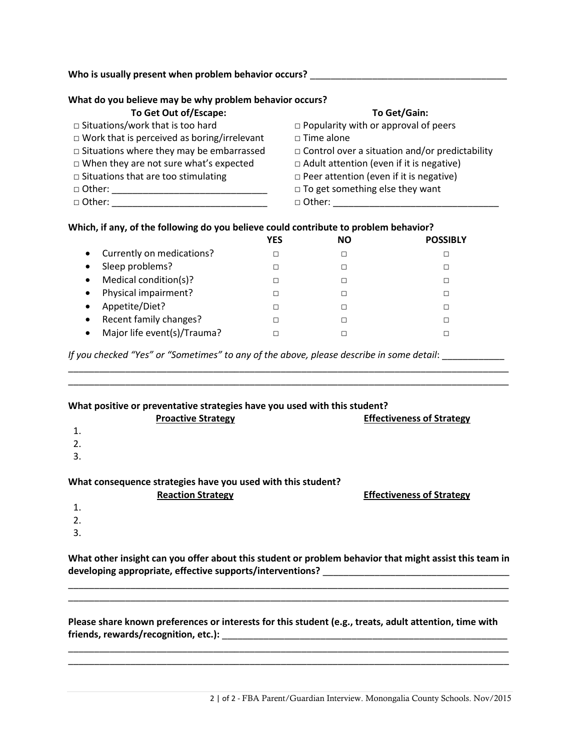**Who is usually present when problem behavior occurs?** ________________________________________

**What do you believe may be why problem behavior occurs?**

| To Get Out of/Escape: | To Get/Gain: |
|---|---|
| □ Situations/work that is too hard | □ Popularity with or approval of peers |
| □ Work that is perceived as boring/irrelevant | □ Time alone |
| □ Situations where they may be embarrassed | □ Control over a situation and/or predictability |
| □ When they are not sure what's expected | □ Adult attention (even if it is negative) |
| □ Situations that are too stimulating | □ Peer attention (even if it is negative) |
| □ Other: ______________________________ | □ To get something else they want |
| □ Other: ______________________________ | □ Other: ________________________________ |

**Which, if any, of the following do you believe could contribute to problem behavior?**

| | YES | NO | POSSIBLY |
|---|---|---|---|
| • Currently on medications? | □ | □ | □ |
| • Sleep problems? | □ | □ | □ |
| • Medical condition(s)? | □ | □ | □ |
| • Physical impairment? | □ | □ | □ |
| • Appetite/Diet? | □ | □ | □ |
| • Recent family changes? | □ | □ | □ |
| • Major life event(s)/Trauma? | □ | □ | □ |

*If you checked "Yes" or "Sometimes" to any of the above, please describe in some detail*: ____________

_______________________________________________________________________________________

_______________________________________________________________________________________

**What positive or preventative strategies have you used with this student?**

| Proactive Strategy | Effectiveness of Strategy |
|---|---|
| 1. | |
| 2. | |
| 3. | |

**What consequence strategies have you used with this student?**

| Reaction Strategy | Effectiveness of Strategy |
|---|---|
| 1. | |
| 2. | |
| 3. | |

**What other insight can you offer about this student or problem behavior that might assist this team in developing appropriate, effective supports/interventions?** ____________________________________

_______________________________________________________________________________________

_______________________________________________________________________________________

**Please share known preferences or interests for this student (e.g., treats, adult attention, time with friends, rewards/recognition, etc.):** __________________________________________________________

_______________________________________________________________________________________

_______________________________________________________________________________________